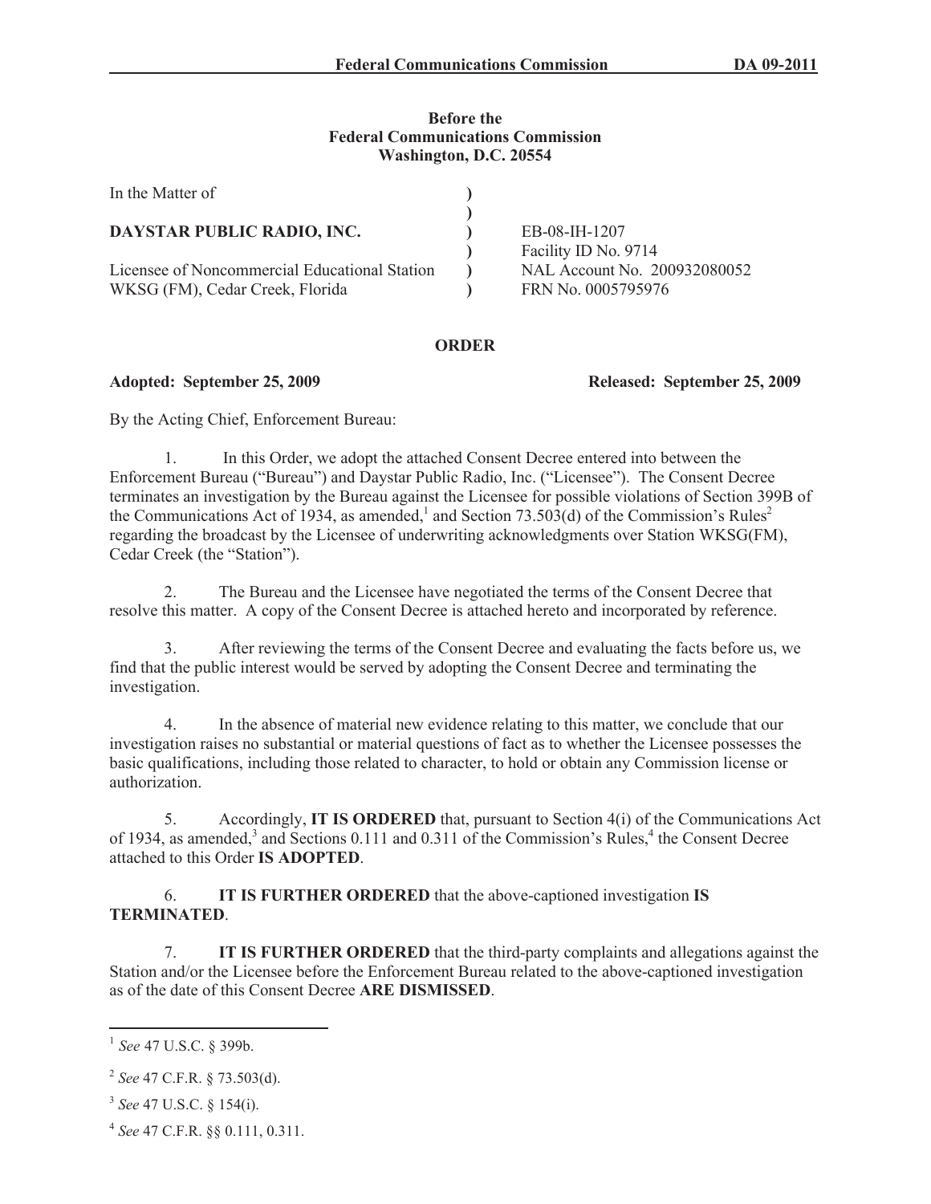**Before the**
**Federal Communications Commission**
**Washington, D.C. 20554**

| | | |
|---|---|---|
| In the Matter of | ) | |
| | ) | |
| **DAYSTAR PUBLIC RADIO, INC.** | ) | EB-08-IH-1207 |
| | ) | Facility ID No. 9714 |
| Licensee of Noncommercial Educational Station | ) | NAL Account No. 200932080052 |
| WKSG (FM), Cedar Creek, Florida | ) | FRN No. 0005795976 |

## ORDER

**Adopted: September 25, 2009** **Released: September 25, 2009**

By the Acting Chief, Enforcement Bureau:

1. In this Order, we adopt the attached Consent Decree entered into between the Enforcement Bureau ("Bureau") and Daystar Public Radio, Inc. ("Licensee"). The Consent Decree terminates an investigation by the Bureau against the Licensee for possible violations of Section 399B of the Communications Act of 1934, as amended,[1] and Section 73.503(d) of the Commission's Rules[2] regarding the broadcast by the Licensee of underwriting acknowledgments over Station WKSG(FM), Cedar Creek (the "Station").

2. The Bureau and the Licensee have negotiated the terms of the Consent Decree that resolve this matter. A copy of the Consent Decree is attached hereto and incorporated by reference.

3. After reviewing the terms of the Consent Decree and evaluating the facts before us, we find that the public interest would be served by adopting the Consent Decree and terminating the investigation.

4. In the absence of material new evidence relating to this matter, we conclude that our investigation raises no substantial or material questions of fact as to whether the Licensee possesses the basic qualifications, including those related to character, to hold or obtain any Commission license or authorization.

5. Accordingly, **IT IS ORDERED** that, pursuant to Section 4(i) of the Communications Act of 1934, as amended,[3] and Sections 0.111 and 0.311 of the Commission's Rules,[4] the Consent Decree attached to this Order **IS ADOPTED**.

6. **IT IS FURTHER ORDERED** that the above-captioned investigation **IS TERMINATED**.

7. **IT IS FURTHER ORDERED** that the third-party complaints and allegations against the Station and/or the Licensee before the Enforcement Bureau related to the above-captioned investigation as of the date of this Consent Decree **ARE DISMISSED**.

---

[1] *See* 47 U.S.C. § 399b.

[2] *See* 47 C.F.R. § 73.503(d).

[3] *See* 47 U.S.C. § 154(i).

[4] *See* 47 C.F.R. §§ 0.111, 0.311.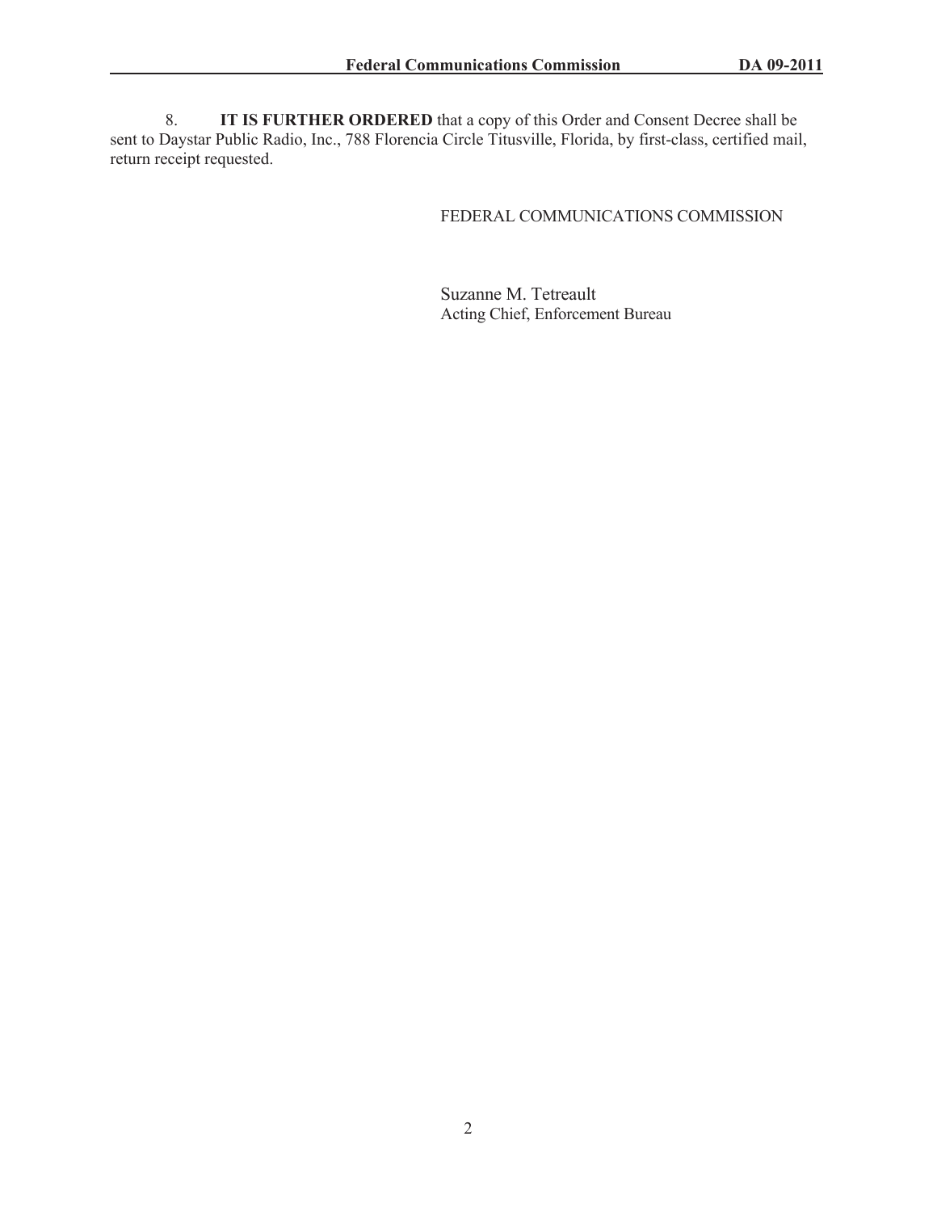8. **IT IS FURTHER ORDERED** that a copy of this Order and Consent Decree shall be sent to Daystar Public Radio, Inc., 788 Florencia Circle Titusville, Florida, by first-class, certified mail, return receipt requested.

FEDERAL COMMUNICATIONS COMMISSION

Suzanne M. Tetreault
Acting Chief, Enforcement Bureau